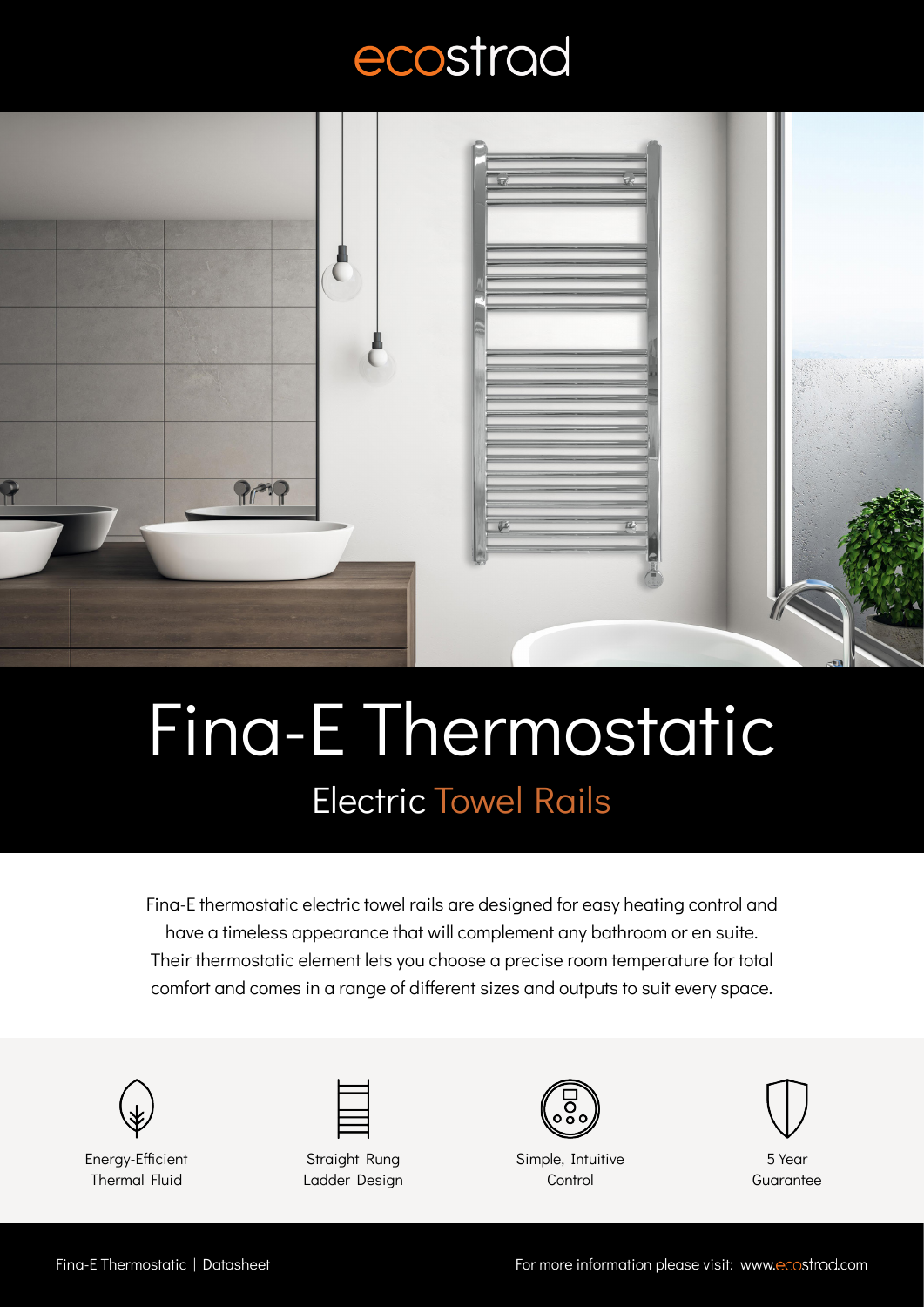ecostrad

# Fina-E Thermostatic

## Electric Towel Rails

Fina-E thermostatic electric towel rails are designed for easy heating control and have a timeless appearance that will complement any bathroom or en suite. Their thermostatic element lets you choose a precise room temperature for total comfort and comes in a range of different sizes and outputs to suit every space.

- Energy-Efficient Thermal Fluid
- Straight Rung Ladder Design
- Simple, Intuitive Control
- 5 Year Guarantee

Fina-E Thermostatic | Datasheet

For more information please visit: www.ecostrad.com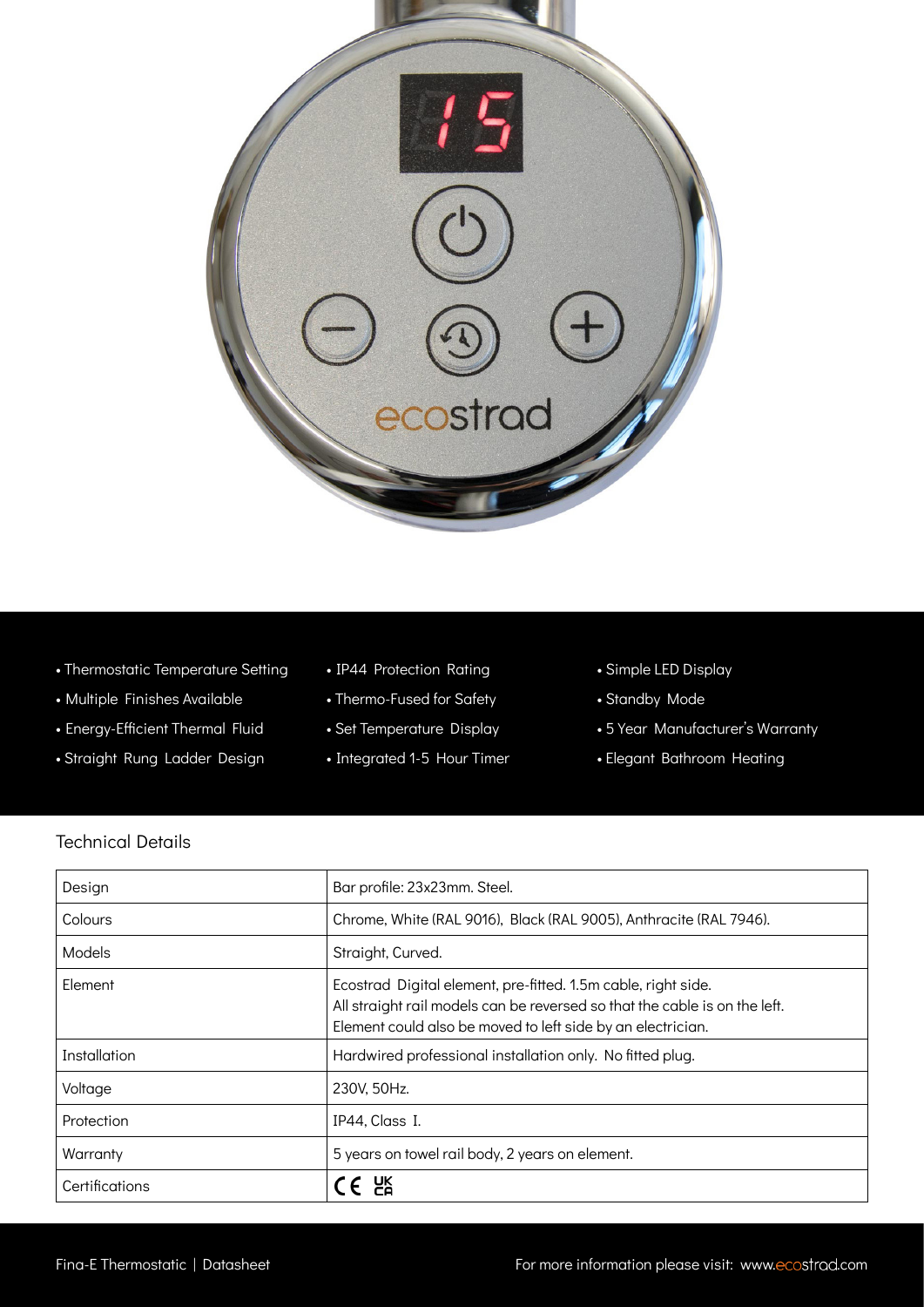- Thermostatic Temperature Setting
- Multiple Finishes Available
- Energy-Efficient Thermal Fluid
- Straight Rung Ladder Design
- IP44 Protection Rating
- Thermo-Fused for Safety
- Set Temperature Display
- Integrated 1-5 Hour Timer
- Simple LED Display
- Standby Mode
- 5 Year Manufacturer's Warranty
- Elegant Bathroom Heating

## Technical Details

| Design | Bar profile: 23x23mm. Steel. |
|---|---|
| Colours | Chrome, White (RAL 9016), Black (RAL 9005), Anthracite (RAL 7946). |
| Models | Straight, Curved. |
| Element | Ecostrad Digital element, pre-fitted. 1.5m cable, right side. All straight rail models can be reversed so that the cable is on the left. Element could also be moved to left side by an electrician. |
| Installation | Hardwired professional installation only. No fitted plug. |
| Voltage | 230V, 50Hz. |
| Protection | IP44, Class I. |
| Warranty | 5 years on towel rail body, 2 years on element. |
| Certifications | CE UKCA |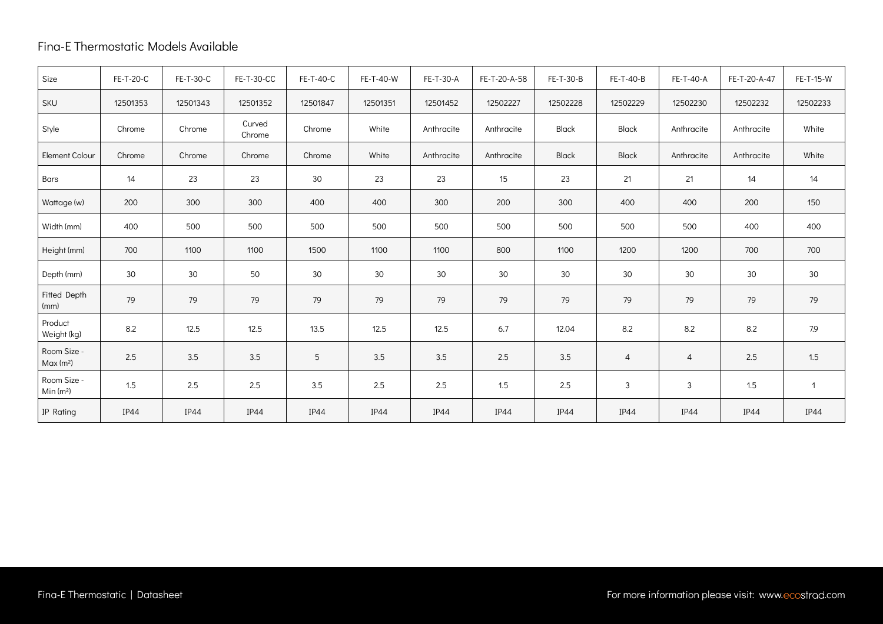## Fina-E Thermostatic Models Available

| Size | FE-T-20-C | FE-T-30-C | FE-T-30-CC | FE-T-40-C | FE-T-40-W | FE-T-30-A | FE-T-20-A-58 | FE-T-30-B | FE-T-40-B | FE-T-40-A | FE-T-20-A-47 | FE-T-15-W |
|---|---|---|---|---|---|---|---|---|---|---|---|---|
| SKU | 12501353 | 12501343 | 12501352 | 12501847 | 12501351 | 12501452 | 12502227 | 12502228 | 12502229 | 12502230 | 12502232 | 12502233 |
| Style | Chrome | Chrome | Curved Chrome | Chrome | White | Anthracite | Anthracite | Black | Black | Anthracite | Anthracite | White |
| Element Colour | Chrome | Chrome | Chrome | Chrome | White | Anthracite | Anthracite | Black | Black | Anthracite | Anthracite | White |
| Bars | 14 | 23 | 23 | 30 | 23 | 23 | 15 | 23 | 21 | 21 | 14 | 14 |
| Wattage (w) | 200 | 300 | 300 | 400 | 400 | 300 | 200 | 300 | 400 | 400 | 200 | 150 |
| Width (mm) | 400 | 500 | 500 | 500 | 500 | 500 | 500 | 500 | 500 | 500 | 400 | 400 |
| Height (mm) | 700 | 1100 | 1100 | 1500 | 1100 | 1100 | 800 | 1100 | 1200 | 1200 | 700 | 700 |
| Depth (mm) | 30 | 30 | 50 | 30 | 30 | 30 | 30 | 30 | 30 | 30 | 30 | 30 |
| Fitted Depth (mm) | 79 | 79 | 79 | 79 | 79 | 79 | 79 | 79 | 79 | 79 | 79 | 79 |
| Product Weight (kg) | 8.2 | 12.5 | 12.5 | 13.5 | 12.5 | 12.5 | 6.7 | 12.04 | 8.2 | 8.2 | 8.2 | 7.9 |
| Room Size - Max ($m^2$) | 2.5 | 3.5 | 3.5 | 5 | 3.5 | 3.5 | 2.5 | 3.5 | 4 | 4 | 2.5 | 1.5 |
| Room Size - Min ($m^2$) | 1.5 | 2.5 | 2.5 | 3.5 | 2.5 | 2.5 | 1.5 | 2.5 | 3 | 3 | 1.5 | 1 |
| IP Rating | IP44 | IP44 | IP44 | IP44 | IP44 | IP44 | IP44 | IP44 | IP44 | IP44 | IP44 | IP44 |